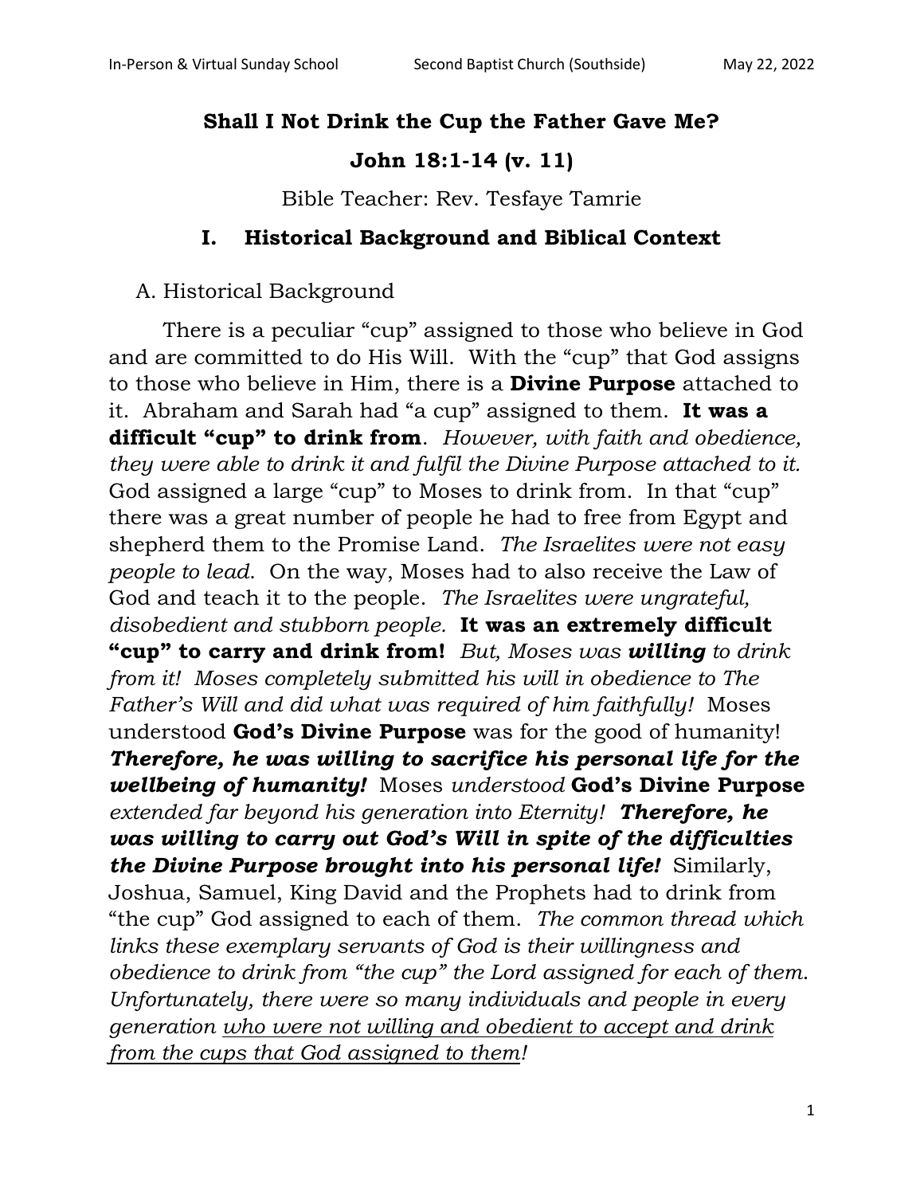# Shall I Not Drink the Cup the Father Gave Me?

## John 18:1-14 (v. 11)

Bible Teacher: Rev. Tesfaye Tamrie

## I. Historical Background and Biblical Context

A. Historical Background

There is a peculiar "cup" assigned to those who believe in God and are committed to do His Will. With the "cup" that God assigns to those who believe in Him, there is a **Divine Purpose** attached to it. Abraham and Sarah had "a cup" assigned to them. **It was a difficult "cup" to drink from**. *However, with faith and obedience, they were able to drink it and fulfil the Divine Purpose attached to it.* God assigned a large "cup" to Moses to drink from. In that "cup" there was a great number of people he had to free from Egypt and shepherd them to the Promise Land. *The Israelites were not easy people to lead.* On the way, Moses had to also receive the Law of God and teach it to the people. *The Israelites were ungrateful, disobedient and stubborn people.* **It was an extremely difficult "cup" to carry and drink from!** *But, Moses was* ***willing*** *to drink from it! Moses completely submitted his will in obedience to The Father's Will and did what was required of him faithfully!* Moses understood **God's Divine Purpose** was for the good of humanity! ***Therefore, he was willing to sacrifice his personal life for the wellbeing of humanity!*** Moses *understood* **God's Divine Purpose** *extended far beyond his generation into Eternity!* ***Therefore, he was willing to carry out God's Will in spite of the difficulties the Divine Purpose brought into his personal life!*** Similarly, Joshua, Samuel, King David and the Prophets had to drink from "the cup" God assigned to each of them. *The common thread which links these exemplary servants of God is their willingness and obedience to drink from "the cup" the Lord assigned for each of them. Unfortunately, there were so many individuals and people in every generation <u>who were not willing and obedient to accept and drink from the cups that God assigned to them</u>!*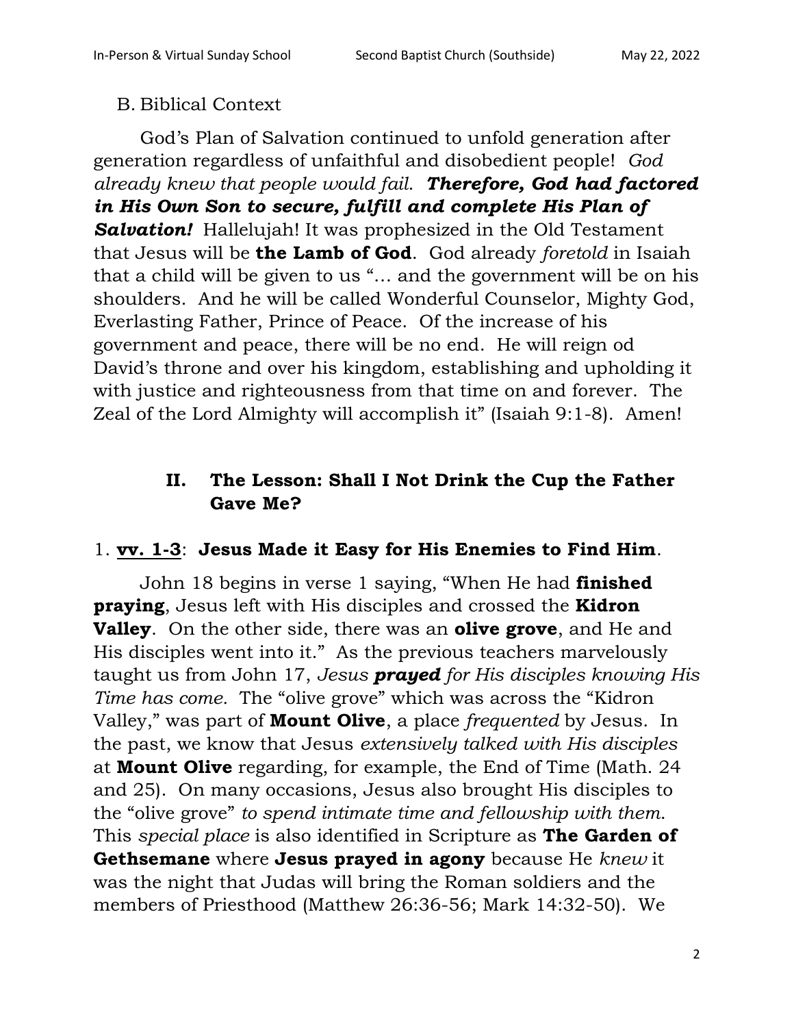B. Biblical Context

God's Plan of Salvation continued to unfold generation after generation regardless of unfaithful and disobedient people! *God already knew that people would fail.* ***Therefore, God had factored in His Own Son to secure, fulfill and complete His Plan of Salvation!*** Hallelujah! It was prophesized in the Old Testament that Jesus will be **the Lamb of God**. God already *foretold* in Isaiah that a child will be given to us "… and the government will be on his shoulders. And he will be called Wonderful Counselor, Mighty God, Everlasting Father, Prince of Peace. Of the increase of his government and peace, there will be no end. He will reign od David's throne and over his kingdom, establishing and upholding it with justice and righteousness from that time on and forever. The Zeal of the Lord Almighty will accomplish it" (Isaiah 9:1-8). Amen!

## II. The Lesson: Shall I Not Drink the Cup the Father Gave Me?

### 1. <u>**vv. 1-3**</u>: **Jesus Made it Easy for His Enemies to Find Him**.

John 18 begins in verse 1 saying, "When He had **finished praying**, Jesus left with His disciples and crossed the **Kidron Valley**. On the other side, there was an **olive grove**, and He and His disciples went into it." As the previous teachers marvelously taught us from John 17, *Jesus **prayed** for His disciples knowing His Time has come.* The "olive grove" which was across the "Kidron Valley," was part of **Mount Olive**, a place *frequented* by Jesus. In the past, we know that Jesus *extensively talked with His disciples* at **Mount Olive** regarding, for example, the End of Time (Math. 24 and 25). On many occasions, Jesus also brought His disciples to the "olive grove" *to spend intimate time and fellowship with them*. This *special place* is also identified in Scripture as **The Garden of Gethsemane** where **Jesus prayed in agony** because He *knew* it was the night that Judas will bring the Roman soldiers and the members of Priesthood (Matthew 26:36-56; Mark 14:32-50). We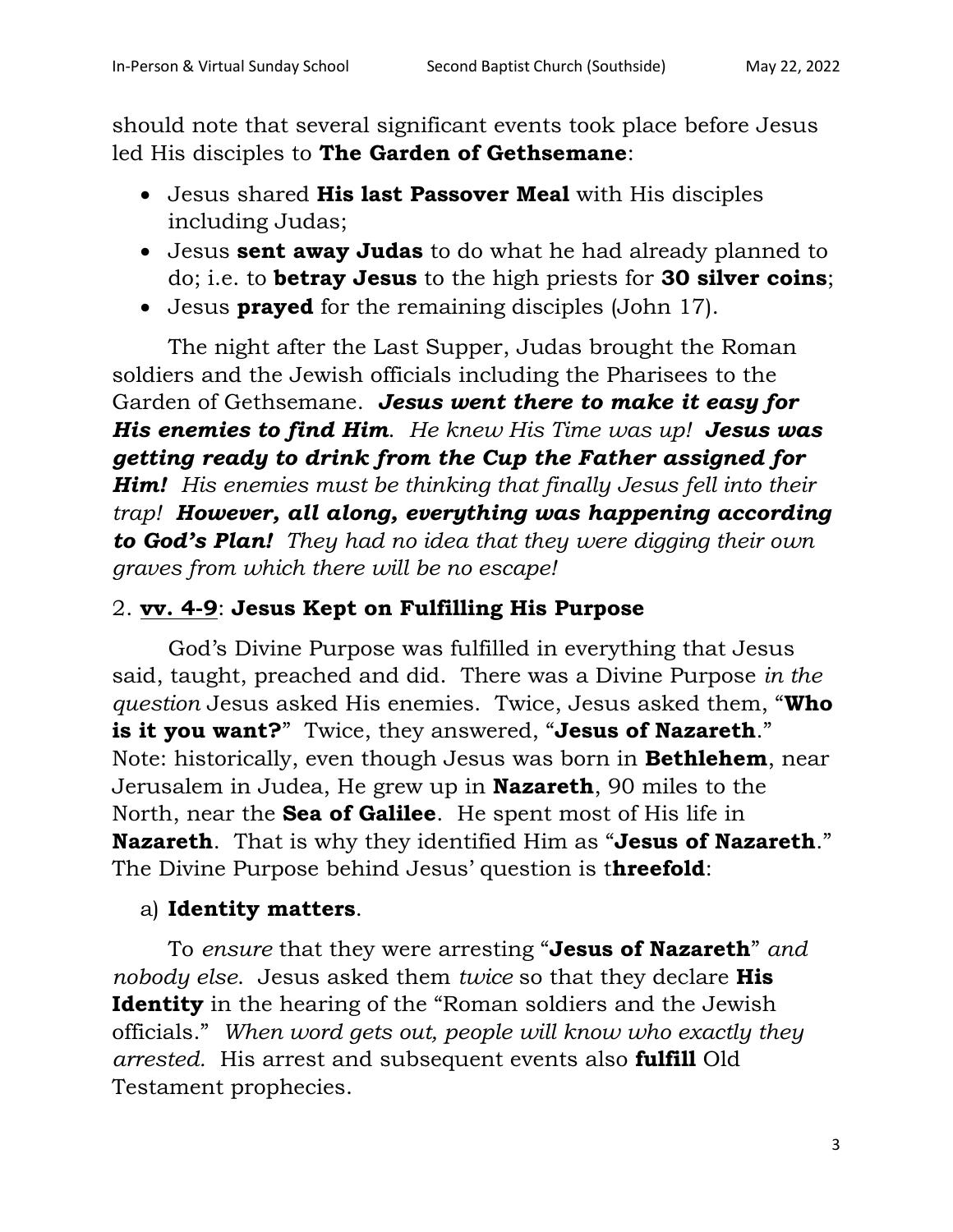should note that several significant events took place before Jesus led His disciples to **The Garden of Gethsemane**:

- Jesus shared **His last Passover Meal** with His disciples including Judas;
- Jesus **sent away Judas** to do what he had already planned to do; i.e. to **betray Jesus** to the high priests for **30 silver coins**;
- Jesus **prayed** for the remaining disciples (John 17).

The night after the Last Supper, Judas brought the Roman soldiers and the Jewish officials including the Pharisees to the Garden of Gethsemane. ***Jesus went there to make it easy for His enemies to find Him***. *He knew His Time was up!* ***Jesus was getting ready to drink from the Cup the Father assigned for Him!*** *His enemies must be thinking that finally Jesus fell into their trap!* ***However, all along, everything was happening according to God's Plan!*** *They had no idea that they were digging their own graves from which there will be no escape!*

## 2. **<u>vv. 4-9</u>**: **Jesus Kept on Fulfilling His Purpose**

God's Divine Purpose was fulfilled in everything that Jesus said, taught, preached and did. There was a Divine Purpose *in the question* Jesus asked His enemies. Twice, Jesus asked them, "**Who is it you want?**" Twice, they answered, "**Jesus of Nazareth**." Note: historically, even though Jesus was born in **Bethlehem**, near Jerusalem in Judea, He grew up in **Nazareth**, 90 miles to the North, near the **Sea of Galilee**. He spent most of His life in **Nazareth**. That is why they identified Him as "**Jesus of Nazareth**." The Divine Purpose behind Jesus' question is t**hreefold**:

### a) **Identity matters**.

To *ensure* that they were arresting "**Jesus of Nazareth**" *and nobody else*. Jesus asked them *twice* so that they declare **His Identity** in the hearing of the "Roman soldiers and the Jewish officials." *When word gets out, people will know who exactly they arrested.* His arrest and subsequent events also **fulfill** Old Testament prophecies.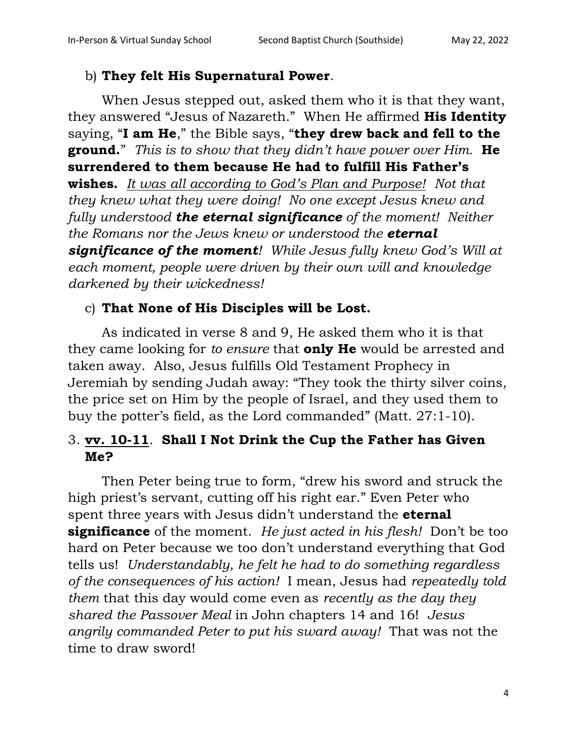b) **They felt His Supernatural Power**.

When Jesus stepped out, asked them who it is that they want, they answered "Jesus of Nazareth." When He affirmed **His Identity** saying, "**I am He**," the Bible says, "**they drew back and fell to the ground.**" *This is to show that they didn't have power over Him.* **He surrendered to them because He had to fulfill His Father's wishes.** *<u>It was all according to God's Plan and Purpose!</u> Not that they knew what they were doing! No one except Jesus knew and fully understood **the eternal significance** of the moment! Neither the Romans nor the Jews knew or understood the **eternal significance of the moment**! While Jesus fully knew God's Will at each moment, people were driven by their own will and knowledge darkened by their wickedness!*

c) **That None of His Disciples will be Lost.**

As indicated in verse 8 and 9, He asked them who it is that they came looking for *to ensure* that **only He** would be arrested and taken away. Also, Jesus fulfills Old Testament Prophecy in Jeremiah by sending Judah away: "They took the thirty silver coins, the price set on Him by the people of Israel, and they used them to buy the potter's field, as the Lord commanded" (Matt. 27:1-10).

### 3. **<u>vv. 10-11</u>**. **Shall I Not Drink the Cup the Father has Given Me?**

Then Peter being true to form, "drew his sword and struck the high priest's servant, cutting off his right ear." Even Peter who spent three years with Jesus didn't understand the **eternal significance** of the moment. *He just acted in his flesh!* Don't be too hard on Peter because we too don't understand everything that God tells us! *Understandably, he felt he had to do something regardless of the consequences of his action!* I mean, Jesus had *repeatedly told them* that this day would come even as *recently as the day they shared the Passover Meal* in John chapters 14 and 16! *Jesus angrily commanded Peter to put his sward away!* That was not the time to draw sword!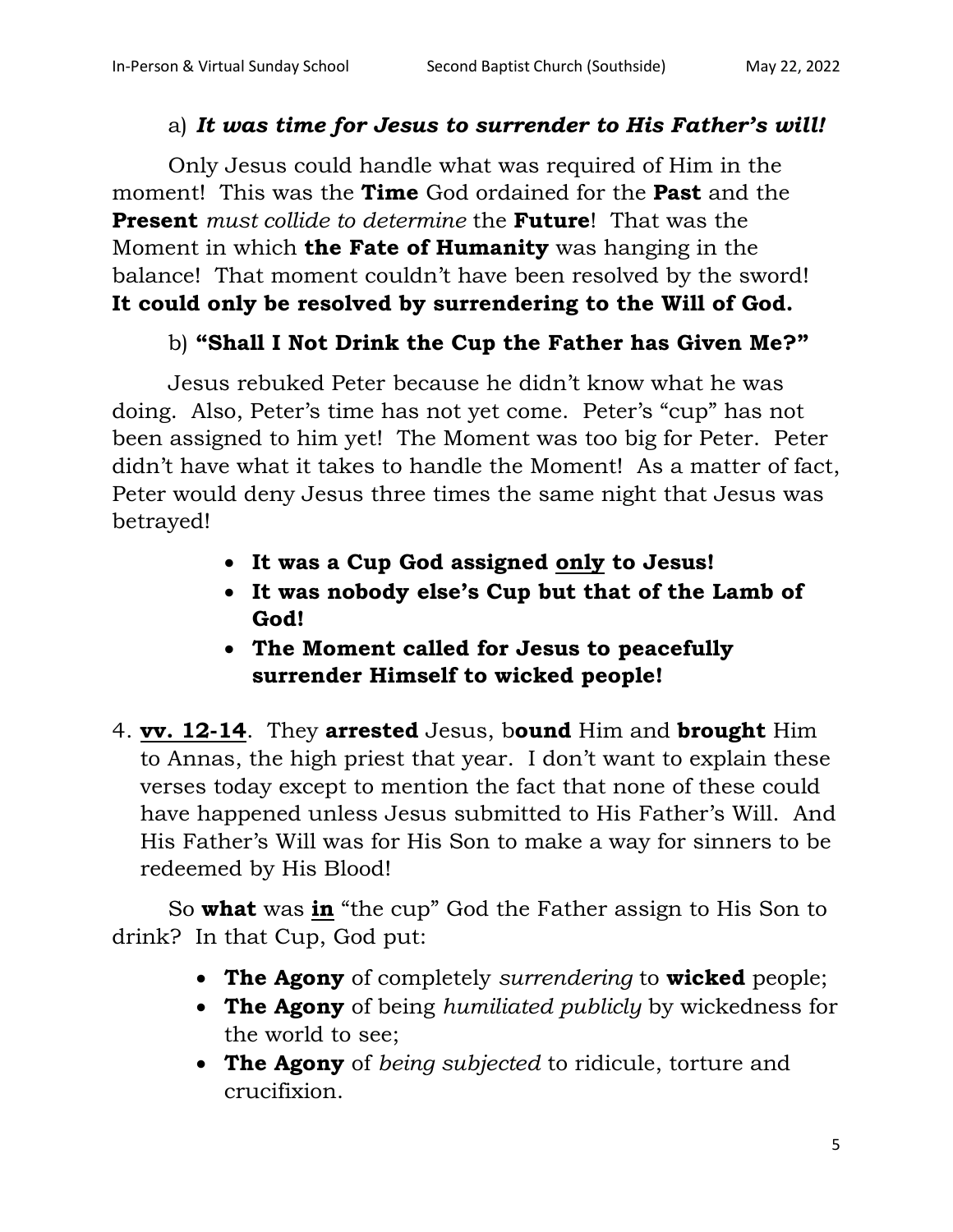a) ***It was time for Jesus to surrender to His Father's will!***

Only Jesus could handle what was required of Him in the moment! This was the **Time** God ordained for the **Past** and the **Present** *must collide to determine* the **Future**! That was the Moment in which **the Fate of Humanity** was hanging in the balance! That moment couldn't have been resolved by the sword! **It could only be resolved by surrendering to the Will of God.**

b) **"Shall I Not Drink the Cup the Father has Given Me?"**

Jesus rebuked Peter because he didn't know what he was doing. Also, Peter's time has not yet come. Peter's "cup" has not been assigned to him yet! The Moment was too big for Peter. Peter didn't have what it takes to handle the Moment! As a matter of fact, Peter would deny Jesus three times the same night that Jesus was betrayed!

- **It was a Cup God assigned <u>only</u> to Jesus!**
- **It was nobody else's Cup but that of the Lamb of God!**
- **The Moment called for Jesus to peacefully surrender Himself to wicked people!**

4. **<u>vv. 12-14</u>**. They **arrested** Jesus, b**ound** Him and **brought** Him to Annas, the high priest that year. I don't want to explain these verses today except to mention the fact that none of these could have happened unless Jesus submitted to His Father's Will. And His Father's Will was for His Son to make a way for sinners to be redeemed by His Blood!

So **what** was **<u>in</u>** "the cup" God the Father assign to His Son to drink? In that Cup, God put:

- **The Agony** of completely *surrendering* to **wicked** people;
- **The Agony** of being *humiliated publicly* by wickedness for the world to see;
- **The Agony** of *being subjected* to ridicule, torture and crucifixion.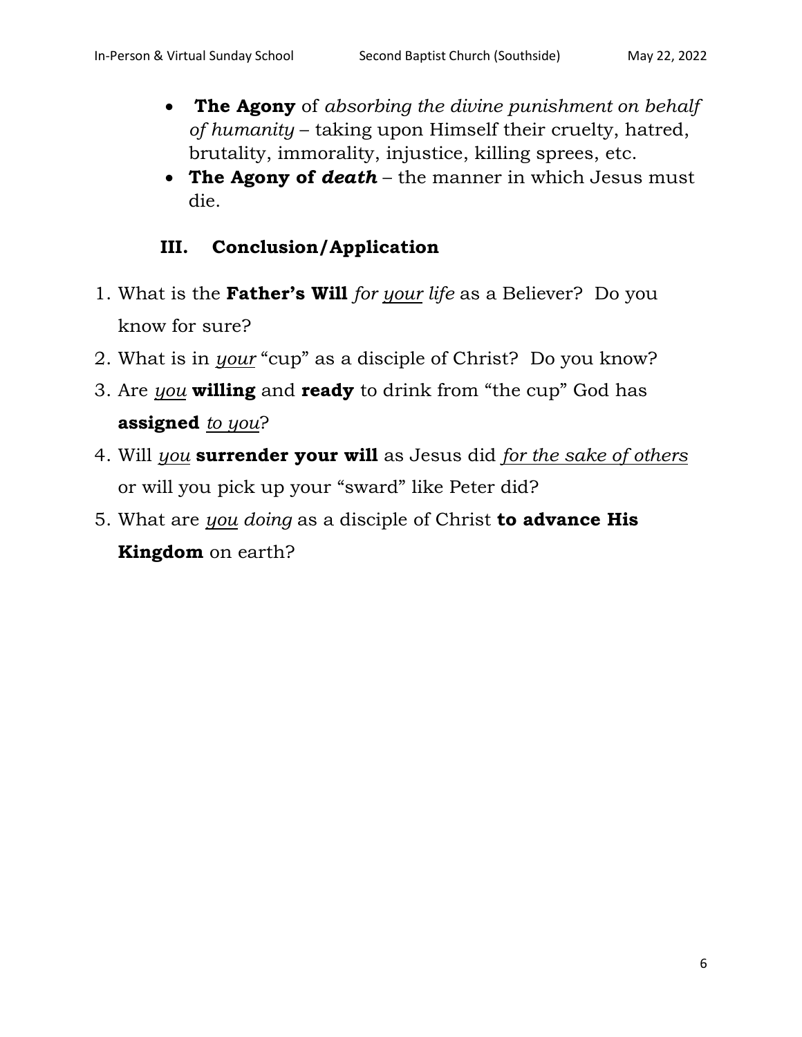- **The Agony** of *absorbing the divine punishment on behalf of humanity* – taking upon Himself their cruelty, hatred, brutality, immorality, injustice, killing sprees, etc.
- **The Agony of *death*** – the manner in which Jesus must die.

## III. Conclusion/Application

1. What is the **Father's Will** *for <u>your</u> life* as a Believer? Do you know for sure?
2. What is in *<u>your</u>* "cup" as a disciple of Christ? Do you know?
3. Are *<u>you</u>* **willing** and **ready** to drink from "the cup" God has **assigned** *<u>to you</u>*?
4. Will *<u>you</u>* **surrender your will** as Jesus did *<u>for the sake of others</u>* or will you pick up your "sward" like Peter did?
5. What are *<u>you</u> doing* as a disciple of Christ **to advance His Kingdom** on earth?